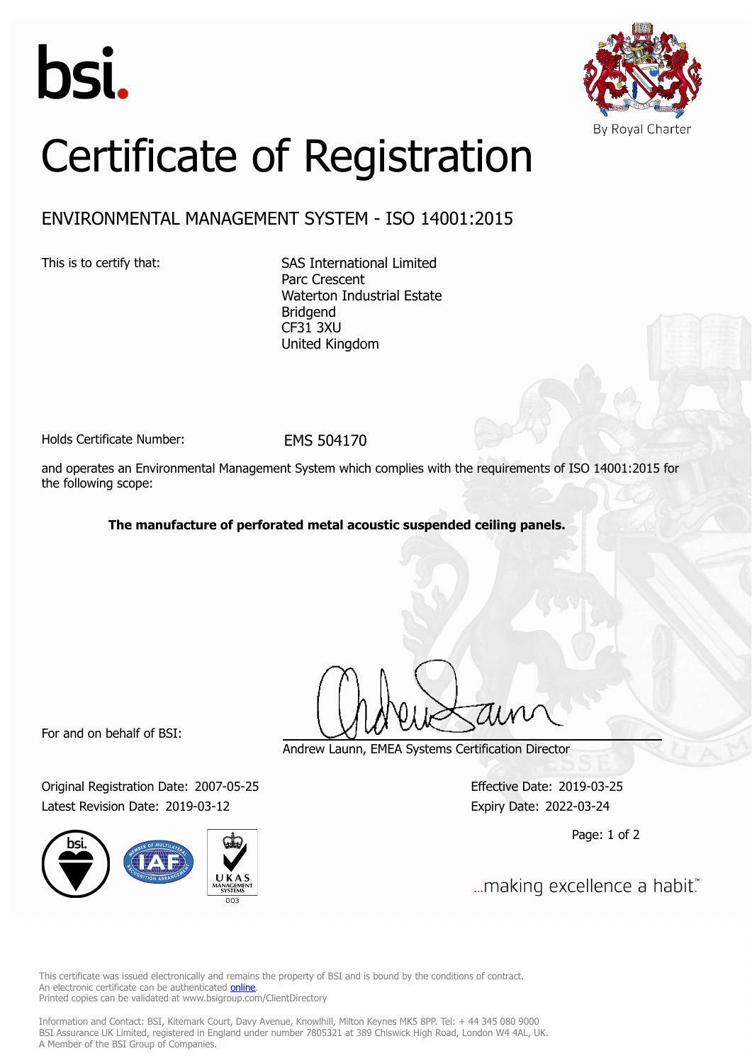bsi.

By Royal Charter

# Certificate of Registration

## ENVIRONMENTAL MANAGEMENT SYSTEM - ISO 14001:2015

This is to certify that:

SAS International Limited
Parc Crescent
Waterton Industrial Estate
Bridgend
CF31 3XU
United Kingdom

Holds Certificate Number: EMS 504170

and operates an Environmental Management System which complies with the requirements of ISO 14001:2015 for the following scope:

**The manufacture of perforated metal acoustic suspended ceiling panels.**

For and on behalf of BSI:

Andrew Launn, EMEA Systems Certification Director

Original Registration Date: 2007-05-25

Latest Revision Date: 2019-03-12

Effective Date: 2019-03-25

Expiry Date: 2022-03-24

...making excellence a habit.™

This certificate was issued electronically and remains the property of BSI and is bound by the conditions of contract.
An electronic certificate can be authenticated online.
Printed copies can be validated at www.bsigroup.com/ClientDirectory

Information and Contact: BSI, Kitemark Court, Davy Avenue, Knowlhill, Milton Keynes MK5 8PP. Tel: + 44 345 080 9000
BSI Assurance UK Limited, registered in England under number 7805321 at 389 Chiswick High Road, London W4 4AL, UK.
A Member of the BSI Group of Companies.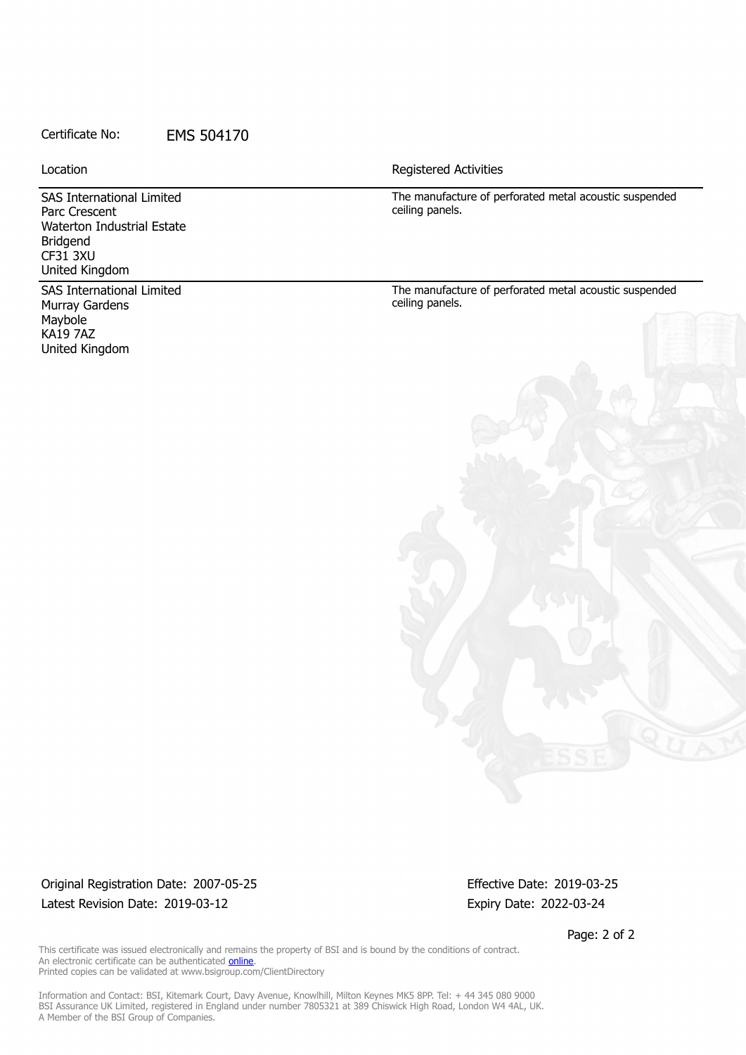Certificate No: EMS 504170

| Location | Registered Activities |
| --- | --- |
| SAS International Limited<br>Parc Crescent<br>Waterton Industrial Estate<br>Bridgend<br>CF31 3XU<br>United Kingdom | The manufacture of perforated metal acoustic suspended ceiling panels. |
| SAS International Limited<br>Murray Gardens<br>Maybole<br>KA19 7AZ<br>United Kingdom | The manufacture of perforated metal acoustic suspended ceiling panels. |

Original Registration Date: 2007-05-25

Latest Revision Date: 2019-03-12

Effective Date: 2019-03-25

Expiry Date: 2022-03-24

This certificate was issued electronically and remains the property of BSI and is bound by the conditions of contract.
An electronic certificate can be authenticated online.
Printed copies can be validated at www.bsigroup.com/ClientDirectory

Information and Contact: BSI, Kitemark Court, Davy Avenue, Knowlhill, Milton Keynes MK5 8PP. Tel: + 44 345 080 9000
BSI Assurance UK Limited, registered in England under number 7805321 at 389 Chiswick High Road, London W4 4AL, UK.
A Member of the BSI Group of Companies.